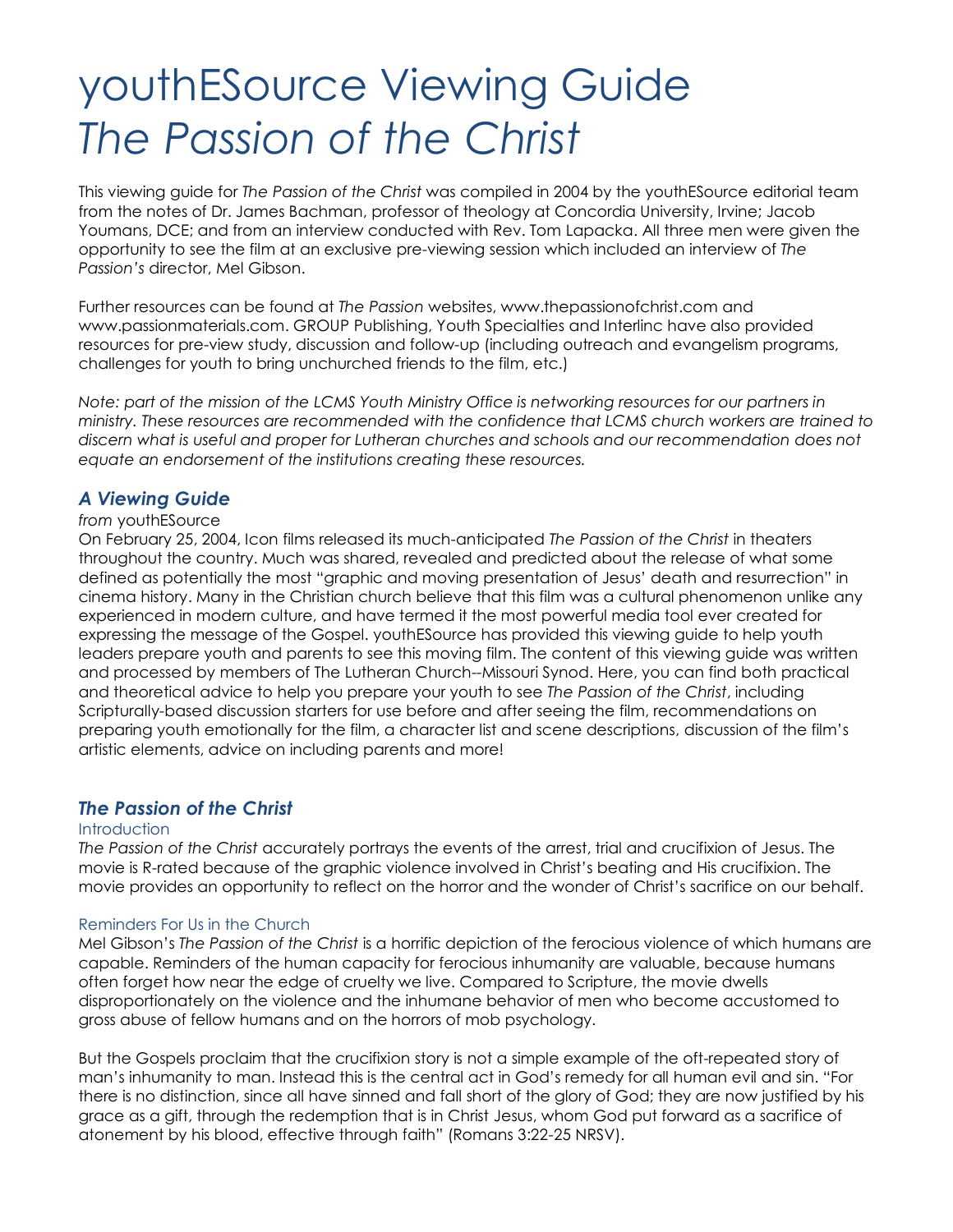# youthESource Viewing Guide *The Passion of the Christ*

This viewing guide for *The Passion of the Christ* was compiled in 2004 by the youthESource editorial team from the notes of Dr. James Bachman, professor of theology at Concordia University, Irvine; Jacob Youmans, DCE; and from an interview conducted with Rev. Tom Lapacka. All three men were given the opportunity to see the film at an exclusive pre-viewing session which included an interview of *The Passion's* director, Mel Gibson.

Further resources can be found at *The Passion* websites, www.thepassionofchrist.com and www.passionmaterials.com. GROUP Publishing, Youth Specialties and Interlinc have also provided resources for pre-view study, discussion and follow-up (including outreach and evangelism programs, challenges for youth to bring unchurched friends to the film, etc.)

*Note: part of the mission of the LCMS Youth Ministry Office is networking resources for our partners in ministry. These resources are recommended with the confidence that LCMS church workers are trained to discern what is useful and proper for Lutheran churches and schools and our recommendation does not equate an endorsement of the institutions creating these resources.*

## *A Viewing Guide*

*from* youthESource

On February 25, 2004, Icon films released its much-anticipated *The Passion of the Christ* in theaters throughout the country. Much was shared, revealed and predicted about the release of what some defined as potentially the most "graphic and moving presentation of Jesus' death and resurrection" in cinema history. Many in the Christian church believe that this film was a cultural phenomenon unlike any experienced in modern culture, and have termed it the most powerful media tool ever created for expressing the message of the Gospel. youthESource has provided this viewing guide to help youth leaders prepare youth and parents to see this moving film. The content of this viewing guide was written and processed by members of The Lutheran Church--Missouri Synod. Here, you can find both practical and theoretical advice to help you prepare your youth to see *The Passion of the Christ*, including Scripturally-based discussion starters for use before and after seeing the film, recommendations on preparing youth emotionally for the film, a character list and scene descriptions, discussion of the film's artistic elements, advice on including parents and more!

## *The Passion of the Christ*

### Introduction

*The Passion of the Christ* accurately portrays the events of the arrest, trial and crucifixion of Jesus. The movie is R-rated because of the graphic violence involved in Christ's beating and His crucifixion. The movie provides an opportunity to reflect on the horror and the wonder of Christ's sacrifice on our behalf.

### Reminders For Us in the Church

Mel Gibson's *The Passion of the Christ* is a horrific depiction of the ferocious violence of which humans are capable. Reminders of the human capacity for ferocious inhumanity are valuable, because humans often forget how near the edge of cruelty we live. Compared to Scripture, the movie dwells disproportionately on the violence and the inhumane behavior of men who become accustomed to gross abuse of fellow humans and on the horrors of mob psychology.

But the Gospels proclaim that the crucifixion story is not a simple example of the oft-repeated story of man's inhumanity to man. Instead this is the central act in God's remedy for all human evil and sin. "For there is no distinction, since all have sinned and fall short of the glory of God; they are now justified by his grace as a gift, through the redemption that is in Christ Jesus, whom God put forward as a sacrifice of atonement by his blood, effective through faith" (Romans 3:22-25 NRSV).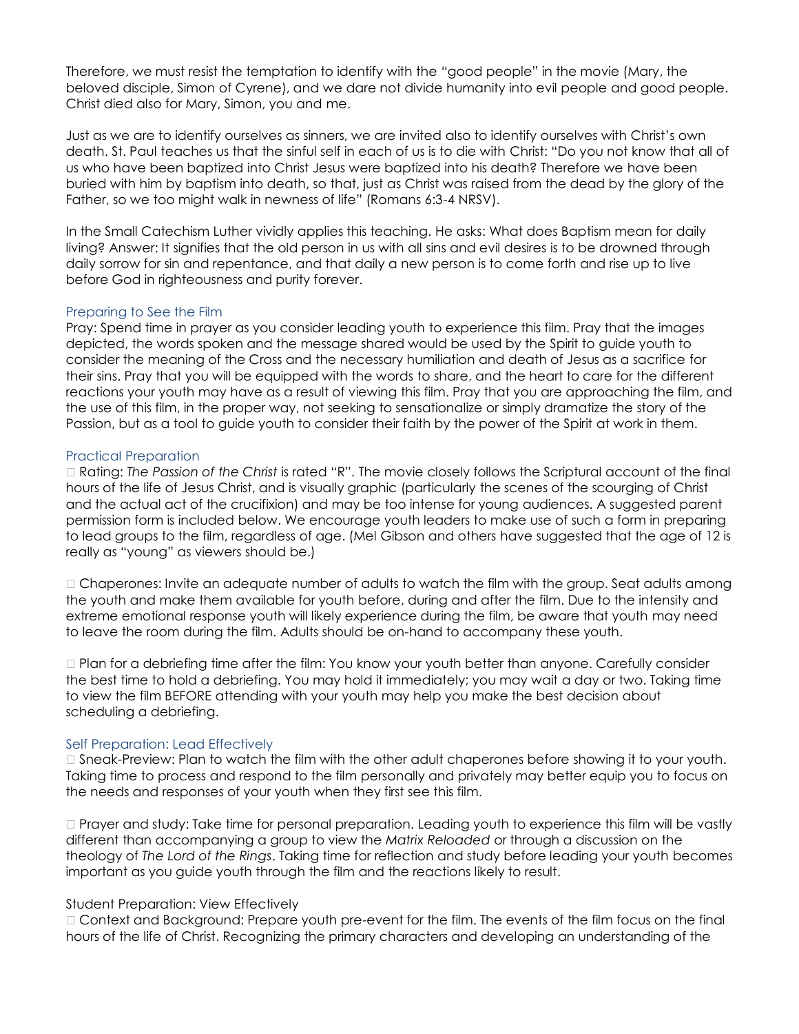Therefore, we must resist the temptation to identify with the "good people" in the movie (Mary, the beloved disciple, Simon of Cyrene), and we dare not divide humanity into evil people and good people. Christ died also for Mary, Simon, you and me.

Just as we are to identify ourselves as sinners, we are invited also to identify ourselves with Christ's own death. St. Paul teaches us that the sinful self in each of us is to die with Christ: "Do you not know that all of us who have been baptized into Christ Jesus were baptized into his death? Therefore we have been buried with him by baptism into death, so that, just as Christ was raised from the dead by the glory of the Father, so we too might walk in newness of life" (Romans 6:3-4 NRSV).

In the Small Catechism Luther vividly applies this teaching. He asks: What does Baptism mean for daily living? Answer: It signifies that the old person in us with all sins and evil desires is to be drowned through daily sorrow for sin and repentance, and that daily a new person is to come forth and rise up to live before God in righteousness and purity forever.

### Preparing to See the Film

Pray: Spend time in prayer as you consider leading youth to experience this film. Pray that the images depicted, the words spoken and the message shared would be used by the Spirit to guide youth to consider the meaning of the Cross and the necessary humiliation and death of Jesus as a sacrifice for their sins. Pray that you will be equipped with the words to share, and the heart to care for the different reactions your youth may have as a result of viewing this film. Pray that you are approaching the film, and the use of this film, in the proper way, not seeking to sensationalize or simply dramatize the story of the Passion, but as a tool to guide youth to consider their faith by the power of the Spirit at work in them.

### Practical Preparation

- Rating: *The Passion of the Christ* is rated "R". The movie closely follows the Scriptural account of the final hours of the life of Jesus Christ, and is visually graphic (particularly the scenes of the scourging of Christ and the actual act of the crucifixion) and may be too intense for young audiences. A suggested parent permission form is included below. We encourage youth leaders to make use of such a form in preparing to lead groups to the film, regardless of age. (Mel Gibson and others have suggested that the age of 12 is really as "young" as viewers should be.)

- Chaperones: Invite an adequate number of adults to watch the film with the group. Seat adults among the youth and make them available for youth before, during and after the film. Due to the intensity and extreme emotional response youth will likely experience during the film, be aware that youth may need to leave the room during the film. Adults should be on-hand to accompany these youth.

- Plan for a debriefing time after the film: You know your youth better than anyone. Carefully consider the best time to hold a debriefing. You may hold it immediately; you may wait a day or two. Taking time to view the film BEFORE attending with your youth may help you make the best decision about scheduling a debriefing.

### Self Preparation: Lead Effectively

- Sneak-Preview: Plan to watch the film with the other adult chaperones before showing it to your youth. Taking time to process and respond to the film personally and privately may better equip you to focus on the needs and responses of your youth when they first see this film.

- Prayer and study: Take time for personal preparation. Leading youth to experience this film will be vastly different than accompanying a group to view the *Matrix Reloaded* or through a discussion on the theology of *The Lord of the Rings*. Taking time for reflection and study before leading your youth becomes important as you guide youth through the film and the reactions likely to result.

### Student Preparation: View Effectively

- Context and Background: Prepare youth pre-event for the film. The events of the film focus on the final hours of the life of Christ. Recognizing the primary characters and developing an understanding of the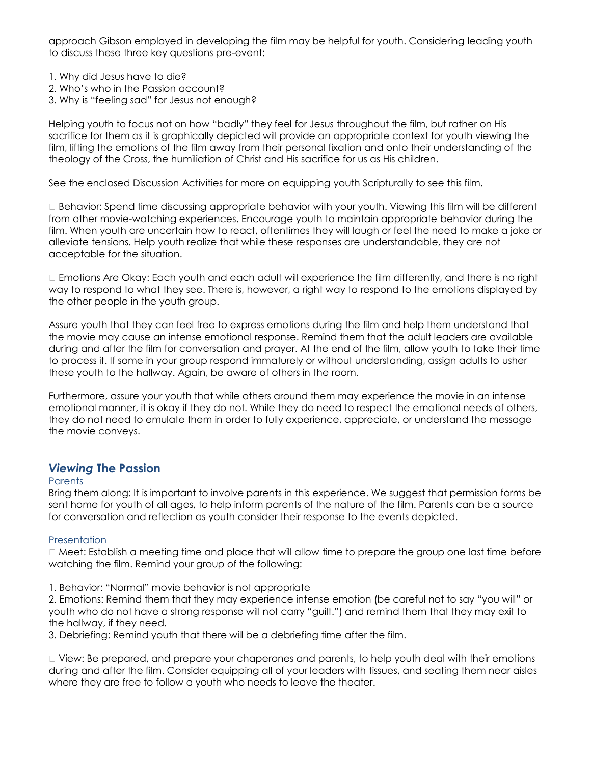approach Gibson employed in developing the film may be helpful for youth. Considering leading youth to discuss these three key questions pre-event:

1. Why did Jesus have to die?
2. Who's who in the Passion account?
3. Why is "feeling sad" for Jesus not enough?

Helping youth to focus not on how "badly" they feel for Jesus throughout the film, but rather on His sacrifice for them as it is graphically depicted will provide an appropriate context for youth viewing the film, lifting the emotions of the film away from their personal fixation and onto their understanding of the theology of the Cross, the humiliation of Christ and His sacrifice for us as His children.

See the enclosed Discussion Activities for more on equipping youth Scripturally to see this film.

- Behavior: Spend time discussing appropriate behavior with your youth. Viewing this film will be different from other movie-watching experiences. Encourage youth to maintain appropriate behavior during the film. When youth are uncertain how to react, oftentimes they will laugh or feel the need to make a joke or alleviate tensions. Help youth realize that while these responses are understandable, they are not acceptable for the situation.

- Emotions Are Okay: Each youth and each adult will experience the film differently, and there is no right way to respond to what they see. There is, however, a right way to respond to the emotions displayed by the other people in the youth group.

Assure youth that they can feel free to express emotions during the film and help them understand that the movie may cause an intense emotional response. Remind them that the adult leaders are available during and after the film for conversation and prayer. At the end of the film, allow youth to take their time to process it. If some in your group respond immaturely or without understanding, assign adults to usher these youth to the hallway. Again, be aware of others in the room.

Furthermore, assure your youth that while others around them may experience the movie in an intense emotional manner, it is okay if they do not. While they do need to respect the emotional needs of others, they do not need to emulate them in order to fully experience, appreciate, or understand the message the movie conveys.

## *Viewing* The Passion

### Parents

Bring them along: It is important to involve parents in this experience. We suggest that permission forms be sent home for youth of all ages, to help inform parents of the nature of the film. Parents can be a source for conversation and reflection as youth consider their response to the events depicted.

### Presentation

- Meet: Establish a meeting time and place that will allow time to prepare the group one last time before watching the film. Remind your group of the following:

1. Behavior: "Normal" movie behavior is not appropriate
2. Emotions: Remind them that they may experience intense emotion (be careful not to say "you will" or youth who do not have a strong response will not carry "guilt.") and remind them that they may exit to the hallway, if they need.
3. Debriefing: Remind youth that there will be a debriefing time after the film.

- View: Be prepared, and prepare your chaperones and parents, to help youth deal with their emotions during and after the film. Consider equipping all of your leaders with tissues, and seating them near aisles where they are free to follow a youth who needs to leave the theater.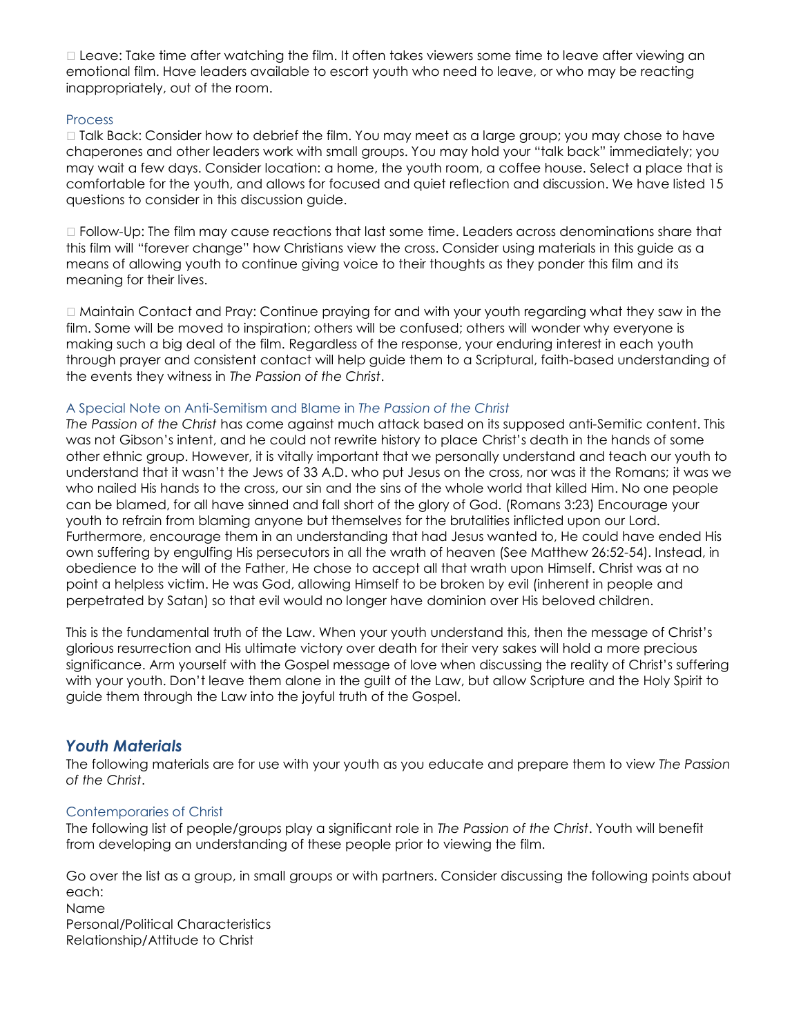- Leave: Take time after watching the film. It often takes viewers some time to leave after viewing an emotional film. Have leaders available to escort youth who need to leave, or who may be reacting inappropriately, out of the room.

### Process

- Talk Back: Consider how to debrief the film. You may meet as a large group; you may chose to have chaperones and other leaders work with small groups. You may hold your "talk back" immediately; you may wait a few days. Consider location: a home, the youth room, a coffee house. Select a place that is comfortable for the youth, and allows for focused and quiet reflection and discussion. We have listed 15 questions to consider in this discussion guide.

- Follow-Up: The film may cause reactions that last some time. Leaders across denominations share that this film will "forever change" how Christians view the cross. Consider using materials in this guide as a means of allowing youth to continue giving voice to their thoughts as they ponder this film and its meaning for their lives.

- Maintain Contact and Pray: Continue praying for and with your youth regarding what they saw in the film. Some will be moved to inspiration; others will be confused; others will wonder why everyone is making such a big deal of the film. Regardless of the response, your enduring interest in each youth through prayer and consistent contact will help guide them to a Scriptural, faith-based understanding of the events they witness in *The Passion of the Christ*.

### A Special Note on Anti-Semitism and Blame in *The Passion of the Christ*

*The Passion of the Christ* has come against much attack based on its supposed anti-Semitic content. This was not Gibson's intent, and he could not rewrite history to place Christ's death in the hands of some other ethnic group. However, it is vitally important that we personally understand and teach our youth to understand that it wasn't the Jews of 33 A.D. who put Jesus on the cross, nor was it the Romans; it was we who nailed His hands to the cross, our sin and the sins of the whole world that killed Him. No one people can be blamed, for all have sinned and fall short of the glory of God. (Romans 3:23) Encourage your youth to refrain from blaming anyone but themselves for the brutalities inflicted upon our Lord. Furthermore, encourage them in an understanding that had Jesus wanted to, He could have ended His own suffering by engulfing His persecutors in all the wrath of heaven (See Matthew 26:52-54). Instead, in obedience to the will of the Father, He chose to accept all that wrath upon Himself. Christ was at no point a helpless victim. He was God, allowing Himself to be broken by evil (inherent in people and perpetrated by Satan) so that evil would no longer have dominion over His beloved children.

This is the fundamental truth of the Law. When your youth understand this, then the message of Christ's glorious resurrection and His ultimate victory over death for their very sakes will hold a more precious significance. Arm yourself with the Gospel message of love when discussing the reality of Christ's suffering with your youth. Don't leave them alone in the guilt of the Law, but allow Scripture and the Holy Spirit to guide them through the Law into the joyful truth of the Gospel.

## *Youth Materials*

The following materials are for use with your youth as you educate and prepare them to view *The Passion of the Christ*.

### Contemporaries of Christ

The following list of people/groups play a significant role in *The Passion of the Christ*. Youth will benefit from developing an understanding of these people prior to viewing the film.

Go over the list as a group, in small groups or with partners. Consider discussing the following points about each:

Name  
Personal/Political Characteristics  
Relationship/Attitude to Christ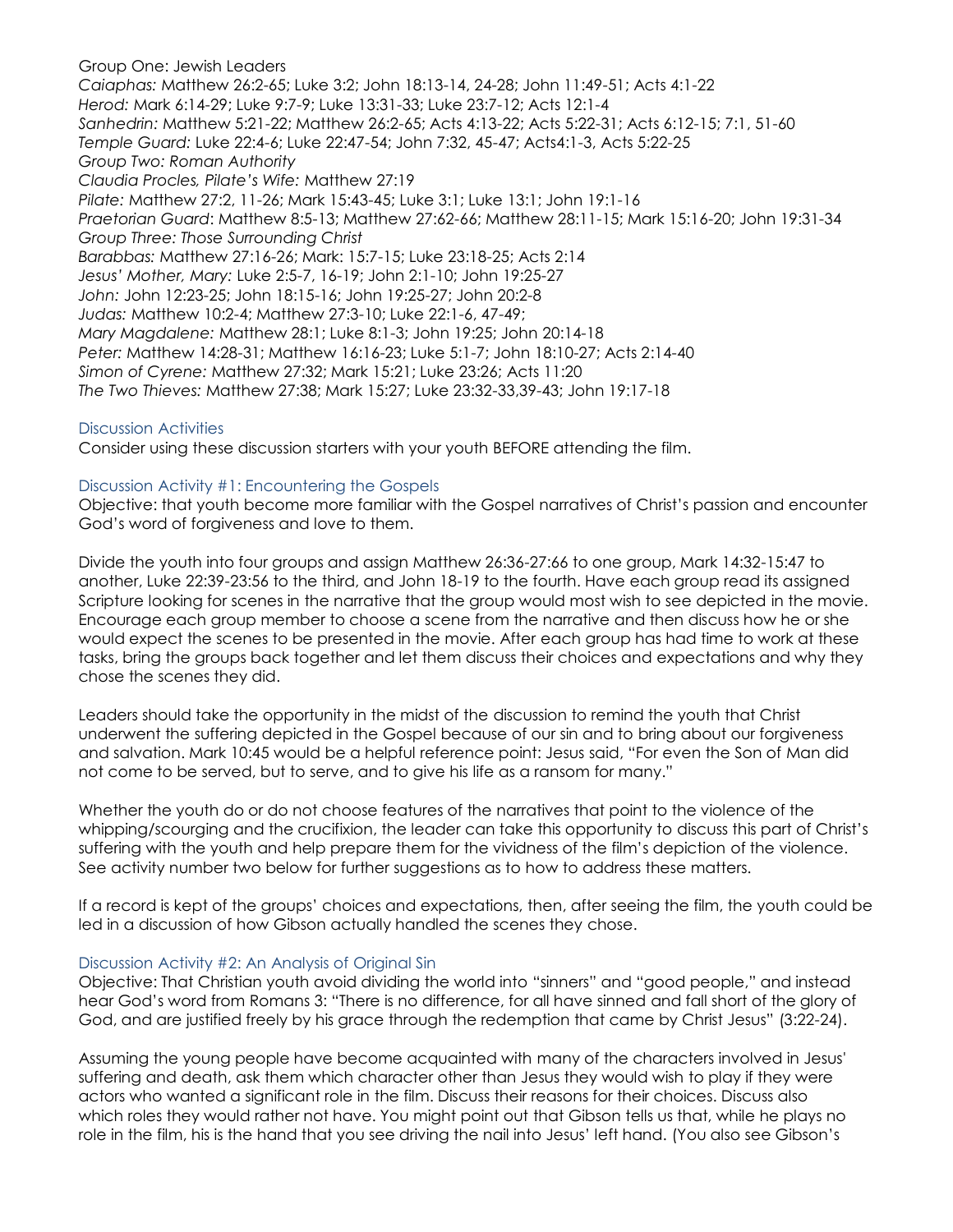Group One: Jewish Leaders
*Caiaphas:* Matthew 26:2-65; Luke 3:2; John 18:13-14, 24-28; John 11:49-51; Acts 4:1-22
*Herod:* Mark 6:14-29; Luke 9:7-9; Luke 13:31-33; Luke 23:7-12; Acts 12:1-4
*Sanhedrin:* Matthew 5:21-22; Matthew 26:2-65; Acts 4:13-22; Acts 5:22-31; Acts 6:12-15; 7:1, 51-60
*Temple Guard:* Luke 22:4-6; Luke 22:47-54; John 7:32, 45-47; Acts4:1-3, Acts 5:22-25
*Group Two: Roman Authority*
*Claudia Procles, Pilate's Wife:* Matthew 27:19
*Pilate:* Matthew 27:2, 11-26; Mark 15:43-45; Luke 3:1; Luke 13:1; John 19:1-16
*Praetorian Guard*: Matthew 8:5-13; Matthew 27:62-66; Matthew 28:11-15; Mark 15:16-20; John 19:31-34
*Group Three: Those Surrounding Christ*
*Barabbas:* Matthew 27:16-26; Mark: 15:7-15; Luke 23:18-25; Acts 2:14
*Jesus' Mother, Mary:* Luke 2:5-7, 16-19; John 2:1-10; John 19:25-27
*John:* John 12:23-25; John 18:15-16; John 19:25-27; John 20:2-8
*Judas:* Matthew 10:2-4; Matthew 27:3-10; Luke 22:1-6, 47-49;
*Mary Magdalene:* Matthew 28:1; Luke 8:1-3; John 19:25; John 20:14-18
*Peter:* Matthew 14:28-31; Matthew 16:16-23; Luke 5:1-7; John 18:10-27; Acts 2:14-40
*Simon of Cyrene:* Matthew 27:32; Mark 15:21; Luke 23:26; Acts 11:20
*The Two Thieves:* Matthew 27:38; Mark 15:27; Luke 23:32-33,39-43; John 19:17-18

## Discussion Activities

Consider using these discussion starters with your youth BEFORE attending the film.

### Discussion Activity #1: Encountering the Gospels

Objective: that youth become more familiar with the Gospel narratives of Christ's passion and encounter God's word of forgiveness and love to them.

Divide the youth into four groups and assign Matthew 26:36-27:66 to one group, Mark 14:32-15:47 to another, Luke 22:39-23:56 to the third, and John 18-19 to the fourth. Have each group read its assigned Scripture looking for scenes in the narrative that the group would most wish to see depicted in the movie. Encourage each group member to choose a scene from the narrative and then discuss how he or she would expect the scenes to be presented in the movie. After each group has had time to work at these tasks, bring the groups back together and let them discuss their choices and expectations and why they chose the scenes they did.

Leaders should take the opportunity in the midst of the discussion to remind the youth that Christ underwent the suffering depicted in the Gospel because of our sin and to bring about our forgiveness and salvation. Mark 10:45 would be a helpful reference point: Jesus said, "For even the Son of Man did not come to be served, but to serve, and to give his life as a ransom for many."

Whether the youth do or do not choose features of the narratives that point to the violence of the whipping/scourging and the crucifixion, the leader can take this opportunity to discuss this part of Christ's suffering with the youth and help prepare them for the vividness of the film's depiction of the violence. See activity number two below for further suggestions as to how to address these matters.

If a record is kept of the groups' choices and expectations, then, after seeing the film, the youth could be led in a discussion of how Gibson actually handled the scenes they chose.

### Discussion Activity #2: An Analysis of Original Sin

Objective: That Christian youth avoid dividing the world into "sinners" and "good people," and instead hear God's word from Romans 3: "There is no difference, for all have sinned and fall short of the glory of God, and are justified freely by his grace through the redemption that came by Christ Jesus" (3:22-24).

Assuming the young people have become acquainted with many of the characters involved in Jesus' suffering and death, ask them which character other than Jesus they would wish to play if they were actors who wanted a significant role in the film. Discuss their reasons for their choices. Discuss also which roles they would rather not have. You might point out that Gibson tells us that, while he plays no role in the film, his is the hand that you see driving the nail into Jesus' left hand. (You also see Gibson's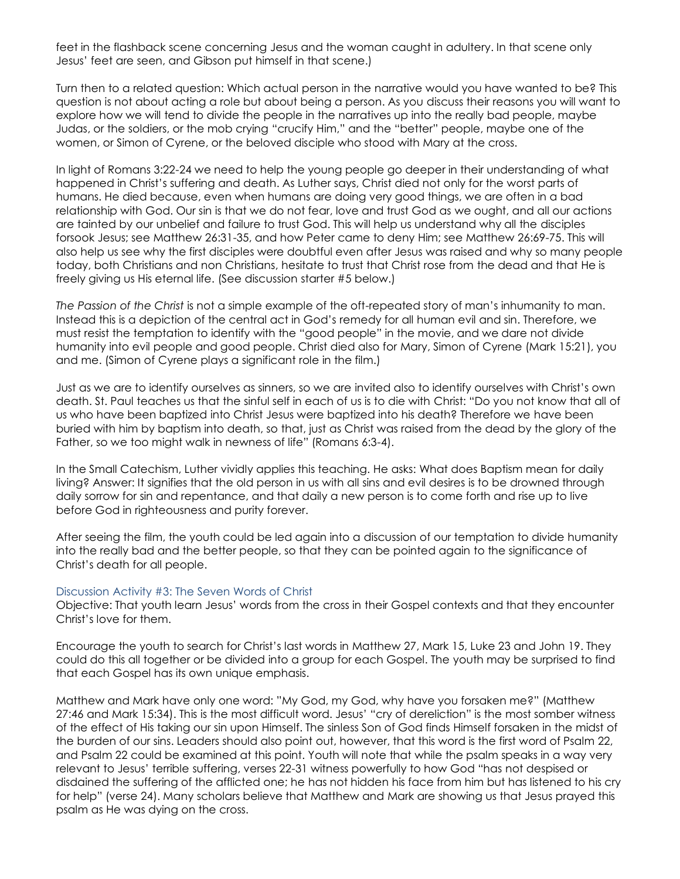feet in the flashback scene concerning Jesus and the woman caught in adultery. In that scene only Jesus' feet are seen, and Gibson put himself in that scene.)

Turn then to a related question: Which actual person in the narrative would you have wanted to be? This question is not about acting a role but about being a person. As you discuss their reasons you will want to explore how we will tend to divide the people in the narratives up into the really bad people, maybe Judas, or the soldiers, or the mob crying "crucify Him," and the "better" people, maybe one of the women, or Simon of Cyrene, or the beloved disciple who stood with Mary at the cross.

In light of Romans 3:22-24 we need to help the young people go deeper in their understanding of what happened in Christ's suffering and death. As Luther says, Christ died not only for the worst parts of humans. He died because, even when humans are doing very good things, we are often in a bad relationship with God. Our sin is that we do not fear, love and trust God as we ought, and all our actions are tainted by our unbelief and failure to trust God. This will help us understand why all the disciples forsook Jesus; see Matthew 26:31-35, and how Peter came to deny Him; see Matthew 26:69-75. This will also help us see why the first disciples were doubtful even after Jesus was raised and why so many people today, both Christians and non Christians, hesitate to trust that Christ rose from the dead and that He is freely giving us His eternal life. (See discussion starter #5 below.)

*The Passion of the Christ* is not a simple example of the oft-repeated story of man's inhumanity to man. Instead this is a depiction of the central act in God's remedy for all human evil and sin. Therefore, we must resist the temptation to identify with the "good people" in the movie, and we dare not divide humanity into evil people and good people. Christ died also for Mary, Simon of Cyrene (Mark 15:21), you and me. (Simon of Cyrene plays a significant role in the film.)

Just as we are to identify ourselves as sinners, so we are invited also to identify ourselves with Christ's own death. St. Paul teaches us that the sinful self in each of us is to die with Christ: "Do you not know that all of us who have been baptized into Christ Jesus were baptized into his death? Therefore we have been buried with him by baptism into death, so that, just as Christ was raised from the dead by the glory of the Father, so we too might walk in newness of life" (Romans 6:3-4).

In the Small Catechism, Luther vividly applies this teaching. He asks: What does Baptism mean for daily living? Answer: It signifies that the old person in us with all sins and evil desires is to be drowned through daily sorrow for sin and repentance, and that daily a new person is to come forth and rise up to live before God in righteousness and purity forever.

After seeing the film, the youth could be led again into a discussion of our temptation to divide humanity into the really bad and the better people, so that they can be pointed again to the significance of Christ's death for all people.

### Discussion Activity #3: The Seven Words of Christ

Objective: That youth learn Jesus' words from the cross in their Gospel contexts and that they encounter Christ's love for them.

Encourage the youth to search for Christ's last words in Matthew 27, Mark 15, Luke 23 and John 19. They could do this all together or be divided into a group for each Gospel. The youth may be surprised to find that each Gospel has its own unique emphasis.

Matthew and Mark have only one word: "My God, my God, why have you forsaken me?" (Matthew 27:46 and Mark 15:34). This is the most difficult word. Jesus' "cry of dereliction" is the most somber witness of the effect of His taking our sin upon Himself. The sinless Son of God finds Himself forsaken in the midst of the burden of our sins. Leaders should also point out, however, that this word is the first word of Psalm 22, and Psalm 22 could be examined at this point. Youth will note that while the psalm speaks in a way very relevant to Jesus' terrible suffering, verses 22-31 witness powerfully to how God "has not despised or disdained the suffering of the afflicted one; he has not hidden his face from him but has listened to his cry for help" (verse 24). Many scholars believe that Matthew and Mark are showing us that Jesus prayed this psalm as He was dying on the cross.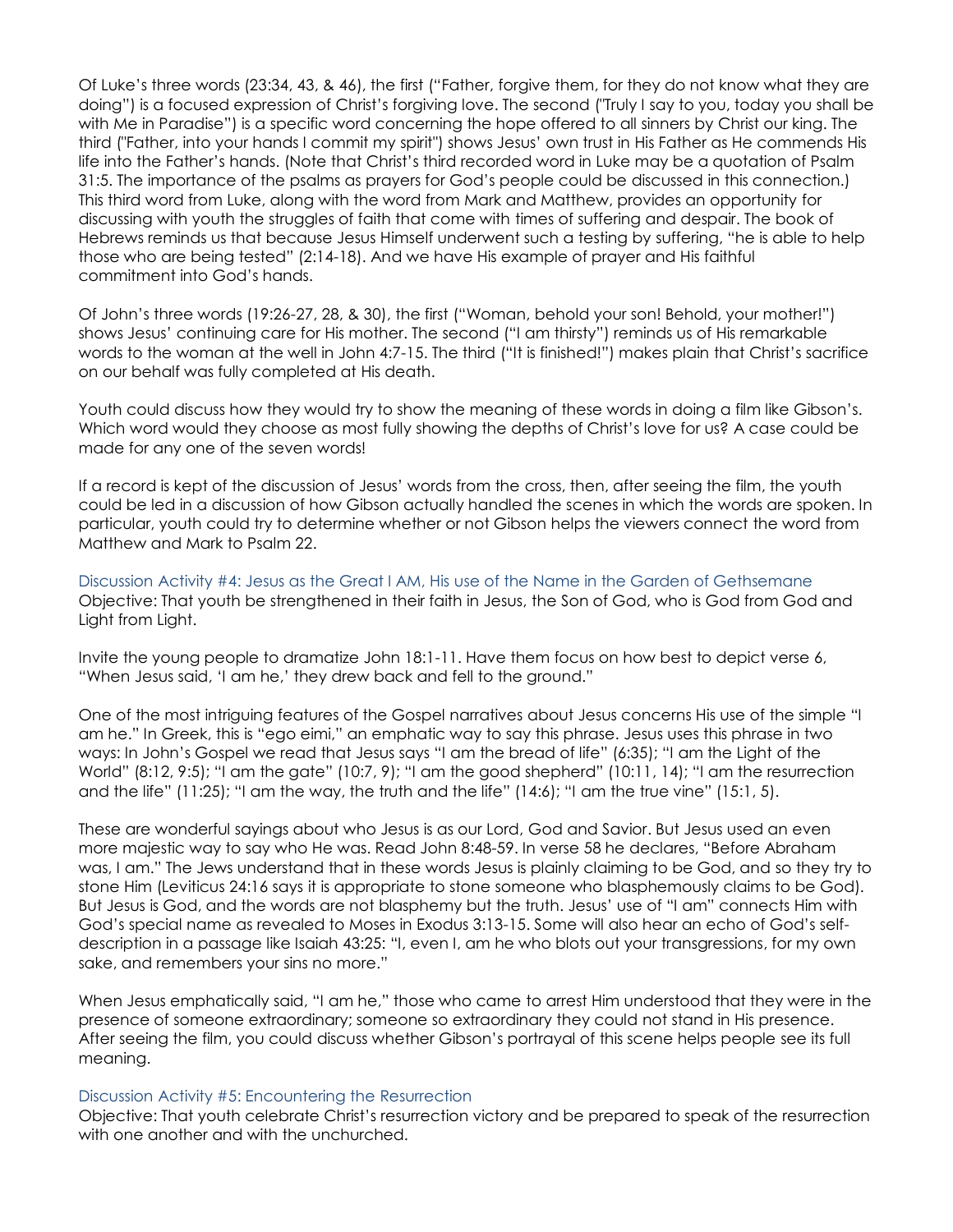Of Luke's three words (23:34, 43, & 46), the first ("Father, forgive them, for they do not know what they are doing") is a focused expression of Christ's forgiving love. The second ("Truly I say to you, today you shall be with Me in Paradise") is a specific word concerning the hope offered to all sinners by Christ our king. The third ("Father, into your hands I commit my spirit") shows Jesus' own trust in His Father as He commends His life into the Father's hands. (Note that Christ's third recorded word in Luke may be a quotation of Psalm 31:5. The importance of the psalms as prayers for God's people could be discussed in this connection.) This third word from Luke, along with the word from Mark and Matthew, provides an opportunity for discussing with youth the struggles of faith that come with times of suffering and despair. The book of Hebrews reminds us that because Jesus Himself underwent such a testing by suffering, "he is able to help those who are being tested" (2:14-18). And we have His example of prayer and His faithful commitment into God's hands.

Of John's three words (19:26-27, 28, & 30), the first ("Woman, behold your son! Behold, your mother!") shows Jesus' continuing care for His mother. The second ("I am thirsty") reminds us of His remarkable words to the woman at the well in John 4:7-15. The third ("It is finished!") makes plain that Christ's sacrifice on our behalf was fully completed at His death.

Youth could discuss how they would try to show the meaning of these words in doing a film like Gibson's. Which word would they choose as most fully showing the depths of Christ's love for us? A case could be made for any one of the seven words!

If a record is kept of the discussion of Jesus' words from the cross, then, after seeing the film, the youth could be led in a discussion of how Gibson actually handled the scenes in which the words are spoken. In particular, youth could try to determine whether or not Gibson helps the viewers connect the word from Matthew and Mark to Psalm 22.

### Discussion Activity #4: Jesus as the Great I AM, His use of the Name in the Garden of Gethsemane

Objective: That youth be strengthened in their faith in Jesus, the Son of God, who is God from God and Light from Light.

Invite the young people to dramatize John 18:1-11. Have them focus on how best to depict verse 6, "When Jesus said, 'I am he,' they drew back and fell to the ground."

One of the most intriguing features of the Gospel narratives about Jesus concerns His use of the simple "I am he." In Greek, this is "ego eimi," an emphatic way to say this phrase. Jesus uses this phrase in two ways: In John's Gospel we read that Jesus says "I am the bread of life" (6:35); "I am the Light of the World" (8:12, 9:5); "I am the gate" (10:7, 9); "I am the good shepherd" (10:11, 14); "I am the resurrection and the life" (11:25); "I am the way, the truth and the life" (14:6); "I am the true vine" (15:1, 5).

These are wonderful sayings about who Jesus is as our Lord, God and Savior. But Jesus used an even more majestic way to say who He was. Read John 8:48-59. In verse 58 he declares, "Before Abraham was, I am." The Jews understand that in these words Jesus is plainly claiming to be God, and so they try to stone Him (Leviticus 24:16 says it is appropriate to stone someone who blasphemously claims to be God). But Jesus is God, and the words are not blasphemy but the truth. Jesus' use of "I am" connects Him with God's special name as revealed to Moses in Exodus 3:13-15. Some will also hear an echo of God's self-description in a passage like Isaiah 43:25: "I, even I, am he who blots out your transgressions, for my own sake, and remembers your sins no more."

When Jesus emphatically said, "I am he," those who came to arrest Him understood that they were in the presence of someone extraordinary; someone so extraordinary they could not stand in His presence. After seeing the film, you could discuss whether Gibson's portrayal of this scene helps people see its full meaning.

### Discussion Activity #5: Encountering the Resurrection

Objective: That youth celebrate Christ's resurrection victory and be prepared to speak of the resurrection with one another and with the unchurched.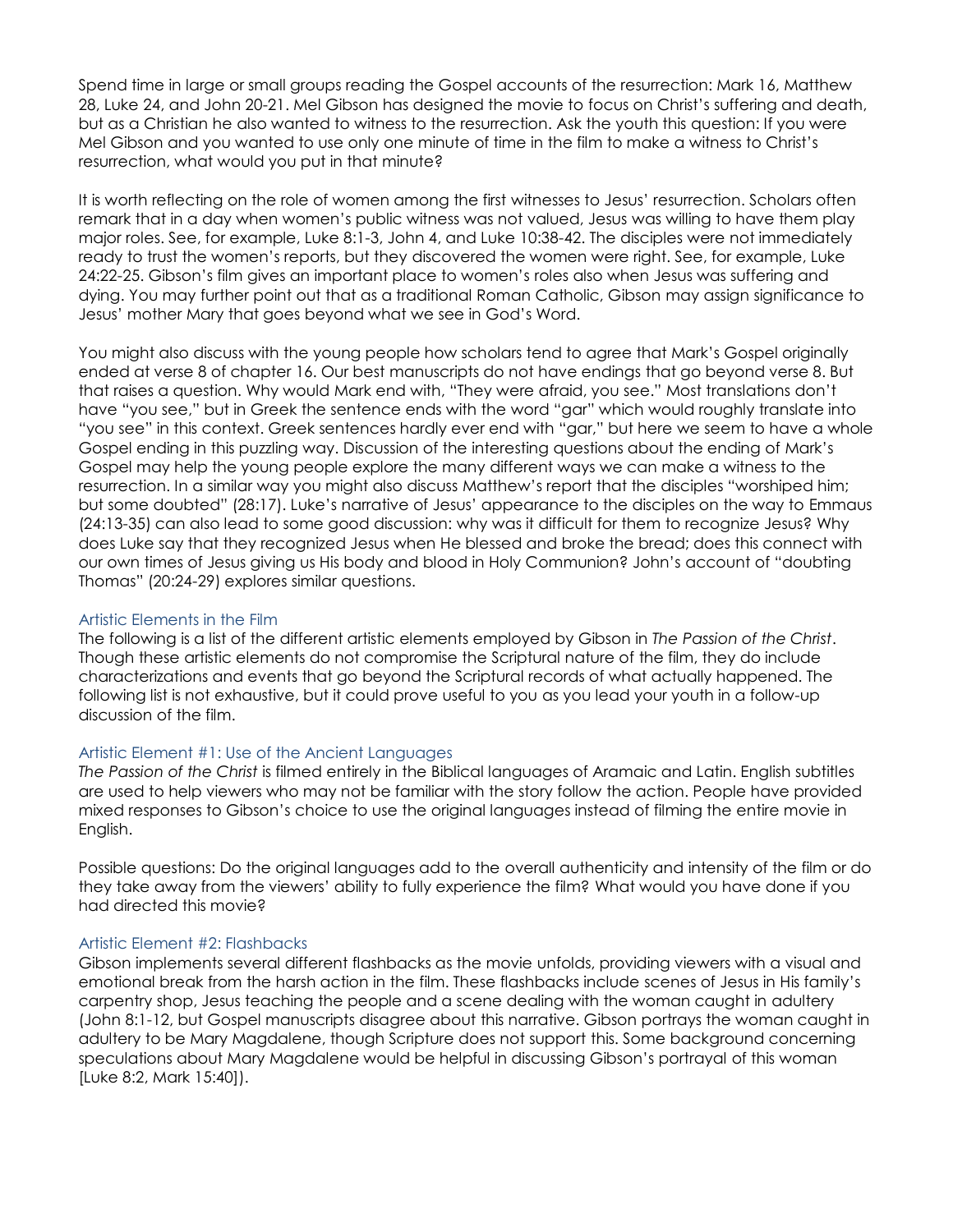Spend time in large or small groups reading the Gospel accounts of the resurrection: Mark 16, Matthew 28, Luke 24, and John 20-21. Mel Gibson has designed the movie to focus on Christ's suffering and death, but as a Christian he also wanted to witness to the resurrection. Ask the youth this question: If you were Mel Gibson and you wanted to use only one minute of time in the film to make a witness to Christ's resurrection, what would you put in that minute?

It is worth reflecting on the role of women among the first witnesses to Jesus' resurrection. Scholars often remark that in a day when women's public witness was not valued, Jesus was willing to have them play major roles. See, for example, Luke 8:1-3, John 4, and Luke 10:38-42. The disciples were not immediately ready to trust the women's reports, but they discovered the women were right. See, for example, Luke 24:22-25. Gibson's film gives an important place to women's roles also when Jesus was suffering and dying. You may further point out that as a traditional Roman Catholic, Gibson may assign significance to Jesus' mother Mary that goes beyond what we see in God's Word.

You might also discuss with the young people how scholars tend to agree that Mark's Gospel originally ended at verse 8 of chapter 16. Our best manuscripts do not have endings that go beyond verse 8. But that raises a question. Why would Mark end with, "They were afraid, you see." Most translations don't have "you see," but in Greek the sentence ends with the word "gar" which would roughly translate into "you see" in this context. Greek sentences hardly ever end with "gar," but here we seem to have a whole Gospel ending in this puzzling way. Discussion of the interesting questions about the ending of Mark's Gospel may help the young people explore the many different ways we can make a witness to the resurrection. In a similar way you might also discuss Matthew's report that the disciples "worshiped him; but some doubted" (28:17). Luke's narrative of Jesus' appearance to the disciples on the way to Emmaus (24:13-35) can also lead to some good discussion: why was it difficult for them to recognize Jesus? Why does Luke say that they recognized Jesus when He blessed and broke the bread; does this connect with our own times of Jesus giving us His body and blood in Holy Communion? John's account of "doubting Thomas" (20:24-29) explores similar questions.

### Artistic Elements in the Film

The following is a list of the different artistic elements employed by Gibson in *The Passion of the Christ*. Though these artistic elements do not compromise the Scriptural nature of the film, they do include characterizations and events that go beyond the Scriptural records of what actually happened. The following list is not exhaustive, but it could prove useful to you as you lead your youth in a follow-up discussion of the film.

### Artistic Element #1: Use of the Ancient Languages

*The Passion of the Christ* is filmed entirely in the Biblical languages of Aramaic and Latin. English subtitles are used to help viewers who may not be familiar with the story follow the action. People have provided mixed responses to Gibson's choice to use the original languages instead of filming the entire movie in English.

Possible questions: Do the original languages add to the overall authenticity and intensity of the film or do they take away from the viewers' ability to fully experience the film? What would you have done if you had directed this movie?

### Artistic Element #2: Flashbacks

Gibson implements several different flashbacks as the movie unfolds, providing viewers with a visual and emotional break from the harsh action in the film. These flashbacks include scenes of Jesus in His family's carpentry shop, Jesus teaching the people and a scene dealing with the woman caught in adultery (John 8:1-12, but Gospel manuscripts disagree about this narrative. Gibson portrays the woman caught in adultery to be Mary Magdalene, though Scripture does not support this. Some background concerning speculations about Mary Magdalene would be helpful in discussing Gibson's portrayal of this woman [Luke 8:2, Mark 15:40]).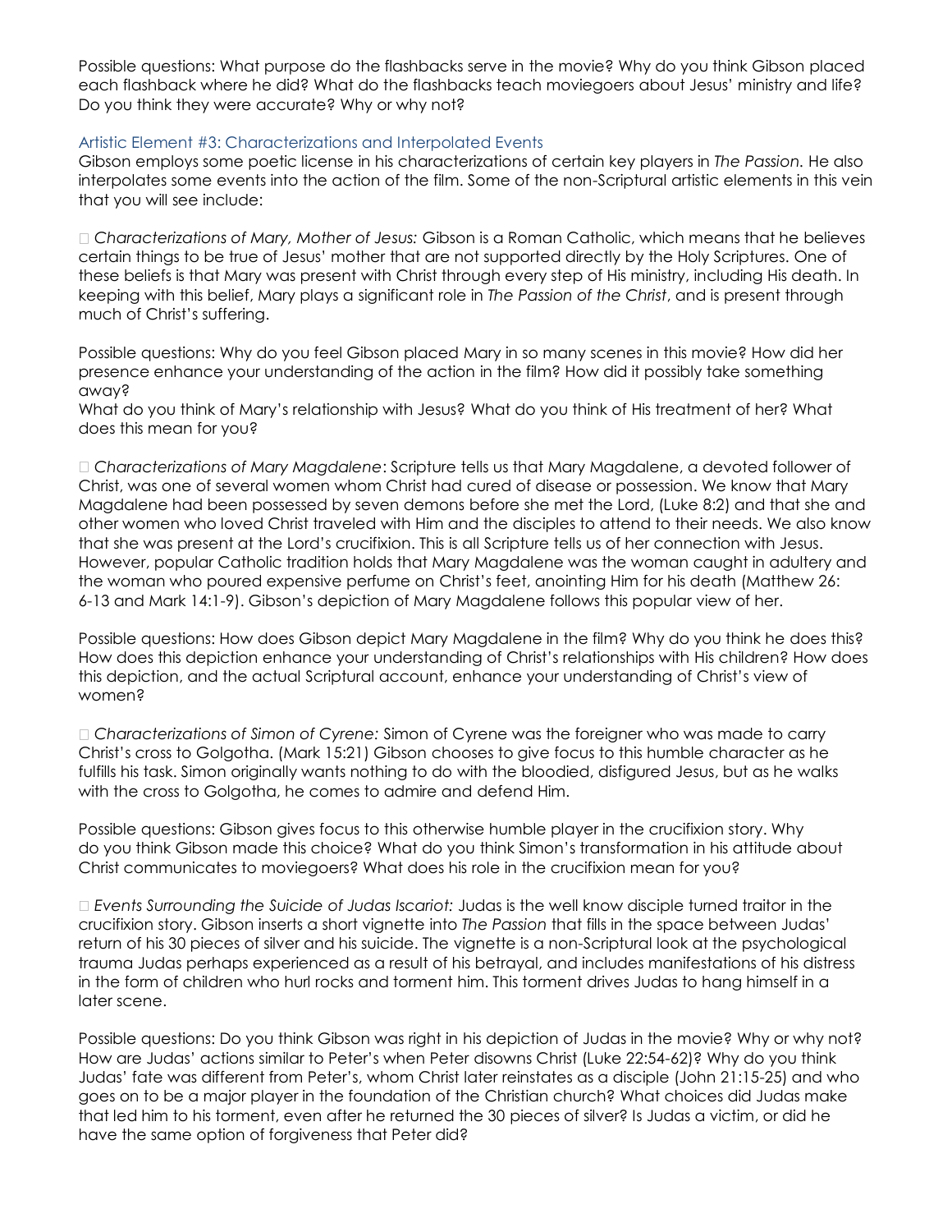Possible questions: What purpose do the flashbacks serve in the movie? Why do you think Gibson placed each flashback where he did? What do the flashbacks teach moviegoers about Jesus' ministry and life? Do you think they were accurate? Why or why not?

### Artistic Element #3: Characterizations and Interpolated Events

Gibson employs some poetic license in his characterizations of certain key players in *The Passion*. He also interpolates some events into the action of the film. Some of the non-Scriptural artistic elements in this vein that you will see include:

- *Characterizations of Mary, Mother of Jesus:* Gibson is a Roman Catholic, which means that he believes certain things to be true of Jesus' mother that are not supported directly by the Holy Scriptures. One of these beliefs is that Mary was present with Christ through every step of His ministry, including His death. In keeping with this belief, Mary plays a significant role in *The Passion of the Christ*, and is present through much of Christ's suffering.

Possible questions: Why do you feel Gibson placed Mary in so many scenes in this movie? How did her presence enhance your understanding of the action in the film? How did it possibly take something away?
What do you think of Mary's relationship with Jesus? What do you think of His treatment of her? What does this mean for you?

- *Characterizations of Mary Magdalene*: Scripture tells us that Mary Magdalene, a devoted follower of Christ, was one of several women whom Christ had cured of disease or possession. We know that Mary Magdalene had been possessed by seven demons before she met the Lord, (Luke 8:2) and that she and other women who loved Christ traveled with Him and the disciples to attend to their needs. We also know that she was present at the Lord's crucifixion. This is all Scripture tells us of her connection with Jesus. However, popular Catholic tradition holds that Mary Magdalene was the woman caught in adultery and the woman who poured expensive perfume on Christ's feet, anointing Him for his death (Matthew 26: 6-13 and Mark 14:1-9). Gibson's depiction of Mary Magdalene follows this popular view of her.

Possible questions: How does Gibson depict Mary Magdalene in the film? Why do you think he does this? How does this depiction enhance your understanding of Christ's relationships with His children? How does this depiction, and the actual Scriptural account, enhance your understanding of Christ's view of women?

- *Characterizations of Simon of Cyrene:* Simon of Cyrene was the foreigner who was made to carry Christ's cross to Golgotha. (Mark 15:21) Gibson chooses to give focus to this humble character as he fulfills his task. Simon originally wants nothing to do with the bloodied, disfigured Jesus, but as he walks with the cross to Golgotha, he comes to admire and defend Him.

Possible questions: Gibson gives focus to this otherwise humble player in the crucifixion story. Why do you think Gibson made this choice? What do you think Simon's transformation in his attitude about Christ communicates to moviegoers? What does his role in the crucifixion mean for you?

- *Events Surrounding the Suicide of Judas Iscariot:* Judas is the well know disciple turned traitor in the crucifixion story. Gibson inserts a short vignette into *The Passion* that fills in the space between Judas' return of his 30 pieces of silver and his suicide. The vignette is a non-Scriptural look at the psychological trauma Judas perhaps experienced as a result of his betrayal, and includes manifestations of his distress in the form of children who hurl rocks and torment him. This torment drives Judas to hang himself in a later scene.

Possible questions: Do you think Gibson was right in his depiction of Judas in the movie? Why or why not? How are Judas' actions similar to Peter's when Peter disowns Christ (Luke 22:54-62)? Why do you think Judas' fate was different from Peter's, whom Christ later reinstates as a disciple (John 21:15-25) and who goes on to be a major player in the foundation of the Christian church? What choices did Judas make that led him to his torment, even after he returned the 30 pieces of silver? Is Judas a victim, or did he have the same option of forgiveness that Peter did?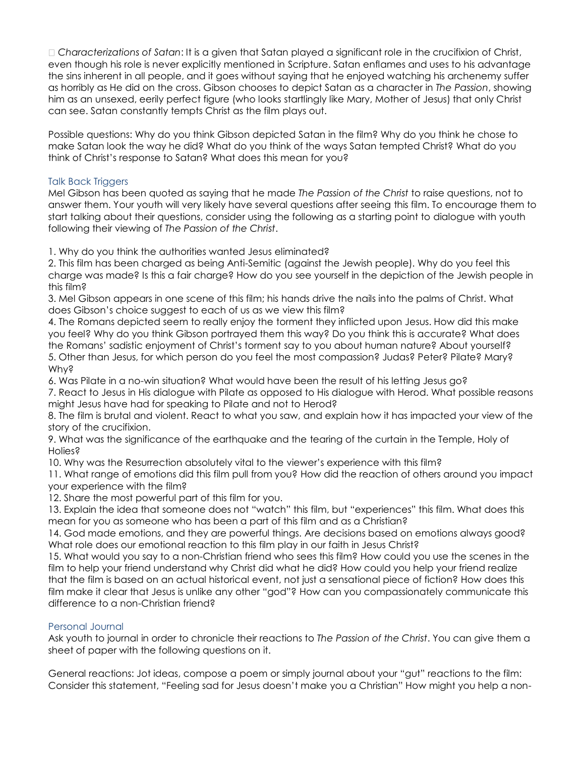- *Characterizations of Satan*: It is a given that Satan played a significant role in the crucifixion of Christ, even though his role is never explicitly mentioned in Scripture. Satan enflames and uses to his advantage the sins inherent in all people, and it goes without saying that he enjoyed watching his archenemy suffer as horribly as He did on the cross. Gibson chooses to depict Satan as a character in *The Passion*, showing him as an unsexed, eerily perfect figure (who looks startlingly like Mary, Mother of Jesus) that only Christ can see. Satan constantly tempts Christ as the film plays out.

Possible questions: Why do you think Gibson depicted Satan in the film? Why do you think he chose to make Satan look the way he did? What do you think of the ways Satan tempted Christ? What do you think of Christ's response to Satan? What does this mean for you?

### Talk Back Triggers

Mel Gibson has been quoted as saying that he made *The Passion of the Christ* to raise questions, not to answer them. Your youth will very likely have several questions after seeing this film. To encourage them to start talking about their questions, consider using the following as a starting point to dialogue with youth following their viewing of *The Passion of the Christ*.

1. Why do you think the authorities wanted Jesus eliminated?
2. This film has been charged as being Anti-Semitic (against the Jewish people). Why do you feel this charge was made? Is this a fair charge? How do you see yourself in the depiction of the Jewish people in this film?
3. Mel Gibson appears in one scene of this film; his hands drive the nails into the palms of Christ. What does Gibson's choice suggest to each of us as we view this film?
4. The Romans depicted seem to really enjoy the torment they inflicted upon Jesus. How did this make you feel? Why do you think Gibson portrayed them this way? Do you think this is accurate? What does the Romans' sadistic enjoyment of Christ's torment say to you about human nature? About yourself?
5. Other than Jesus, for which person do you feel the most compassion? Judas? Peter? Pilate? Mary? Why?
6. Was Pilate in a no-win situation? What would have been the result of his letting Jesus go?
7. React to Jesus in His dialogue with Pilate as opposed to His dialogue with Herod. What possible reasons might Jesus have had for speaking to Pilate and not to Herod?
8. The film is brutal and violent. React to what you saw, and explain how it has impacted your view of the story of the crucifixion.
9. What was the significance of the earthquake and the tearing of the curtain in the Temple, Holy of Holies?
10. Why was the Resurrection absolutely vital to the viewer's experience with this film?
11. What range of emotions did this film pull from you? How did the reaction of others around you impact your experience with the film?
12. Share the most powerful part of this film for you.
13. Explain the idea that someone does not "watch" this film, but "experiences" this film. What does this mean for you as someone who has been a part of this film and as a Christian?
14. God made emotions, and they are powerful things. Are decisions based on emotions always good? What role does our emotional reaction to this film play in our faith in Jesus Christ?
15. What would you say to a non-Christian friend who sees this film? How could you use the scenes in the film to help your friend understand why Christ did what he did? How could you help your friend realize that the film is based on an actual historical event, not just a sensational piece of fiction? How does this film make it clear that Jesus is unlike any other "god"? How can you compassionately communicate this difference to a non-Christian friend?

### Personal Journal

Ask youth to journal in order to chronicle their reactions to *The Passion of the Christ*. You can give them a sheet of paper with the following questions on it.

General reactions: Jot ideas, compose a poem or simply journal about your "gut" reactions to the film: Consider this statement, "Feeling sad for Jesus doesn't make you a Christian" How might you help a non-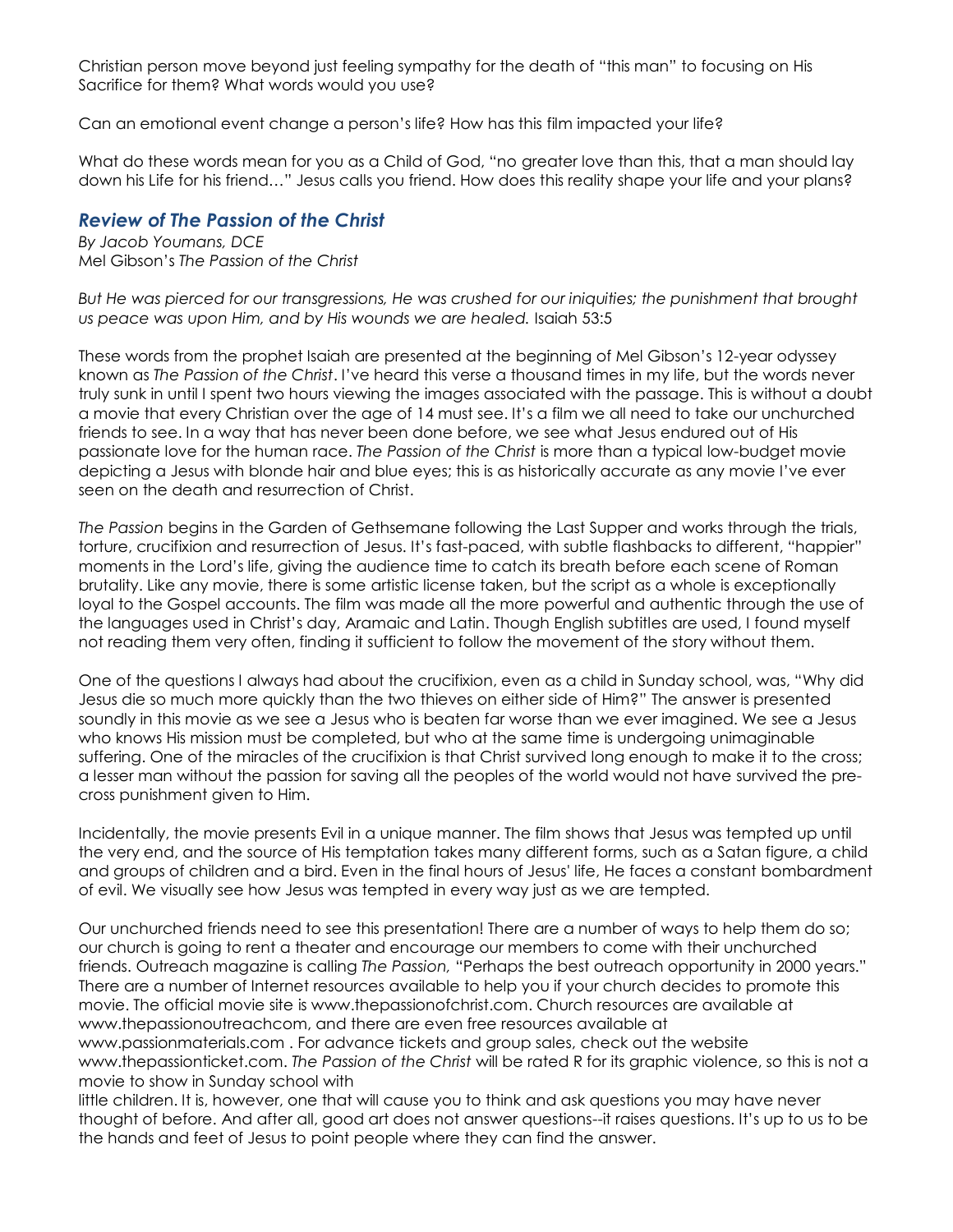Christian person move beyond just feeling sympathy for the death of "this man" to focusing on His Sacrifice for them? What words would you use?

Can an emotional event change a person's life? How has this film impacted your life?

What do these words mean for you as a Child of God, "no greater love than this, that a man should lay down his Life for his friend…" Jesus calls you friend. How does this reality shape your life and your plans?

## *Review of The Passion of the Christ*

*By Jacob Youmans, DCE*
Mel Gibson's *The Passion of the Christ*

*But He was pierced for our transgressions, He was crushed for our iniquities; the punishment that brought us peace was upon Him, and by His wounds we are healed.* Isaiah 53:5

These words from the prophet Isaiah are presented at the beginning of Mel Gibson's 12-year odyssey known as *The Passion of the Christ*. I've heard this verse a thousand times in my life, but the words never truly sunk in until I spent two hours viewing the images associated with the passage. This is without a doubt a movie that every Christian over the age of 14 must see. It's a film we all need to take our unchurched friends to see. In a way that has never been done before, we see what Jesus endured out of His passionate love for the human race. *The Passion of the Christ* is more than a typical low-budget movie depicting a Jesus with blonde hair and blue eyes; this is as historically accurate as any movie I've ever seen on the death and resurrection of Christ.

*The Passion* begins in the Garden of Gethsemane following the Last Supper and works through the trials, torture, crucifixion and resurrection of Jesus. It's fast-paced, with subtle flashbacks to different, "happier" moments in the Lord's life, giving the audience time to catch its breath before each scene of Roman brutality. Like any movie, there is some artistic license taken, but the script as a whole is exceptionally loyal to the Gospel accounts. The film was made all the more powerful and authentic through the use of the languages used in Christ's day, Aramaic and Latin. Though English subtitles are used, I found myself not reading them very often, finding it sufficient to follow the movement of the story without them.

One of the questions I always had about the crucifixion, even as a child in Sunday school, was, "Why did Jesus die so much more quickly than the two thieves on either side of Him?" The answer is presented soundly in this movie as we see a Jesus who is beaten far worse than we ever imagined. We see a Jesus who knows His mission must be completed, but who at the same time is undergoing unimaginable suffering. One of the miracles of the crucifixion is that Christ survived long enough to make it to the cross; a lesser man without the passion for saving all the peoples of the world would not have survived the pre-cross punishment given to Him.

Incidentally, the movie presents Evil in a unique manner. The film shows that Jesus was tempted up until the very end, and the source of His temptation takes many different forms, such as a Satan figure, a child and groups of children and a bird. Even in the final hours of Jesus' life, He faces a constant bombardment of evil. We visually see how Jesus was tempted in every way just as we are tempted.

Our unchurched friends need to see this presentation! There are a number of ways to help them do so; our church is going to rent a theater and encourage our members to come with their unchurched friends. Outreach magazine is calling *The Passion,* "Perhaps the best outreach opportunity in 2000 years." There are a number of Internet resources available to help you if your church decides to promote this movie. The official movie site is www.thepassionofchrist.com. Church resources are available at www.thepassionoutreachcom, and there are even free resources available at www.passionmaterials.com . For advance tickets and group sales, check out the website www.thepassionticket.com. *The Passion of the Christ* will be rated R for its graphic violence, so this is not a movie to show in Sunday school with little children. It is, however, one that will cause you to think and ask questions you may have never thought of before. And after all, good art does not answer questions--it raises questions. It's up to us to be the hands and feet of Jesus to point people where they can find the answer.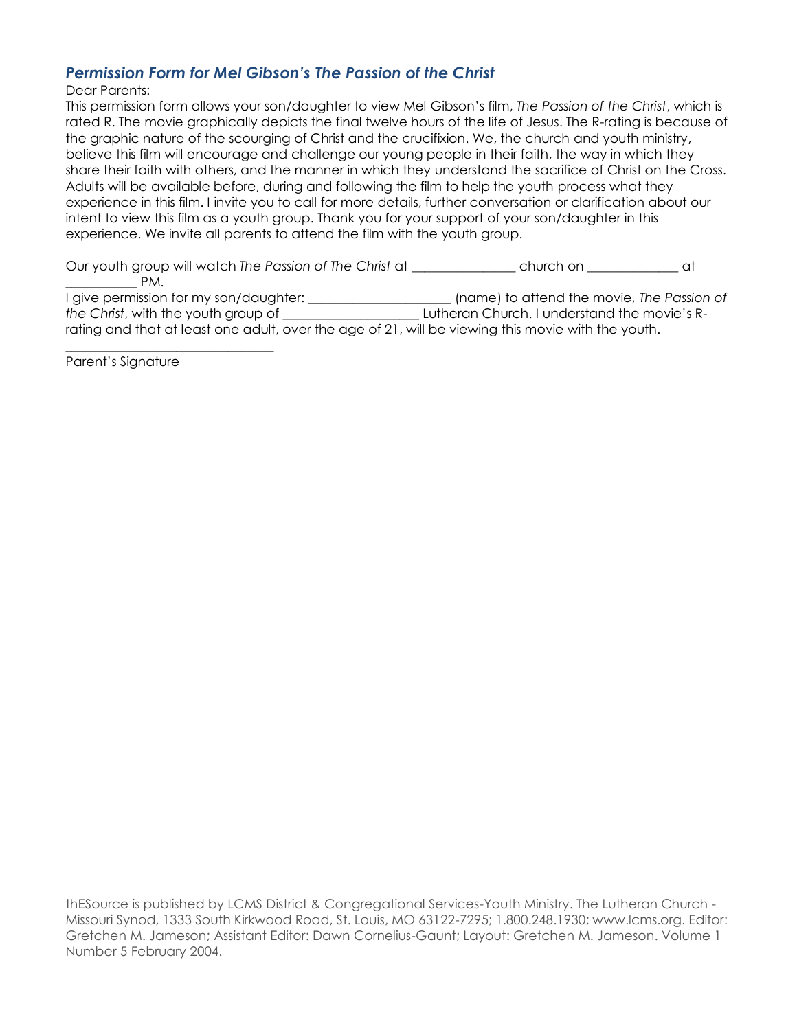## *Permission Form for Mel Gibson's The Passion of the Christ*

Dear Parents:

This permission form allows your son/daughter to view Mel Gibson's film, *The Passion of the Christ*, which is rated R. The movie graphically depicts the final twelve hours of the life of Jesus. The R-rating is because of the graphic nature of the scourging of Christ and the crucifixion. We, the church and youth ministry, believe this film will encourage and challenge our young people in their faith, the way in which they share their faith with others, and the manner in which they understand the sacrifice of Christ on the Cross. Adults will be available before, during and following the film to help the youth process what they experience in this film. I invite you to call for more details, further conversation or clarification about our intent to view this film as a youth group. Thank you for your support of your son/daughter in this experience. We invite all parents to attend the film with the youth group.

Our youth group will watch *The Passion of The Christ* at _______________ church on _____________ at __________ PM.

I give permission for my son/daughter: _____________________ (name) to attend the movie, *The Passion of the Christ*, with the youth group of ____________________ Lutheran Church. I understand the movie's R-rating and that at least one adult, over the age of 21, will be viewing this movie with the youth.

______________________________
Parent's Signature

thESource is published by LCMS District & Congregational Services-Youth Ministry. The Lutheran Church - Missouri Synod, 1333 South Kirkwood Road, St. Louis, MO 63122-7295; 1.800.248.1930; www.lcms.org. Editor: Gretchen M. Jameson; Assistant Editor: Dawn Cornelius-Gaunt; Layout: Gretchen M. Jameson. Volume 1 Number 5 February 2004.